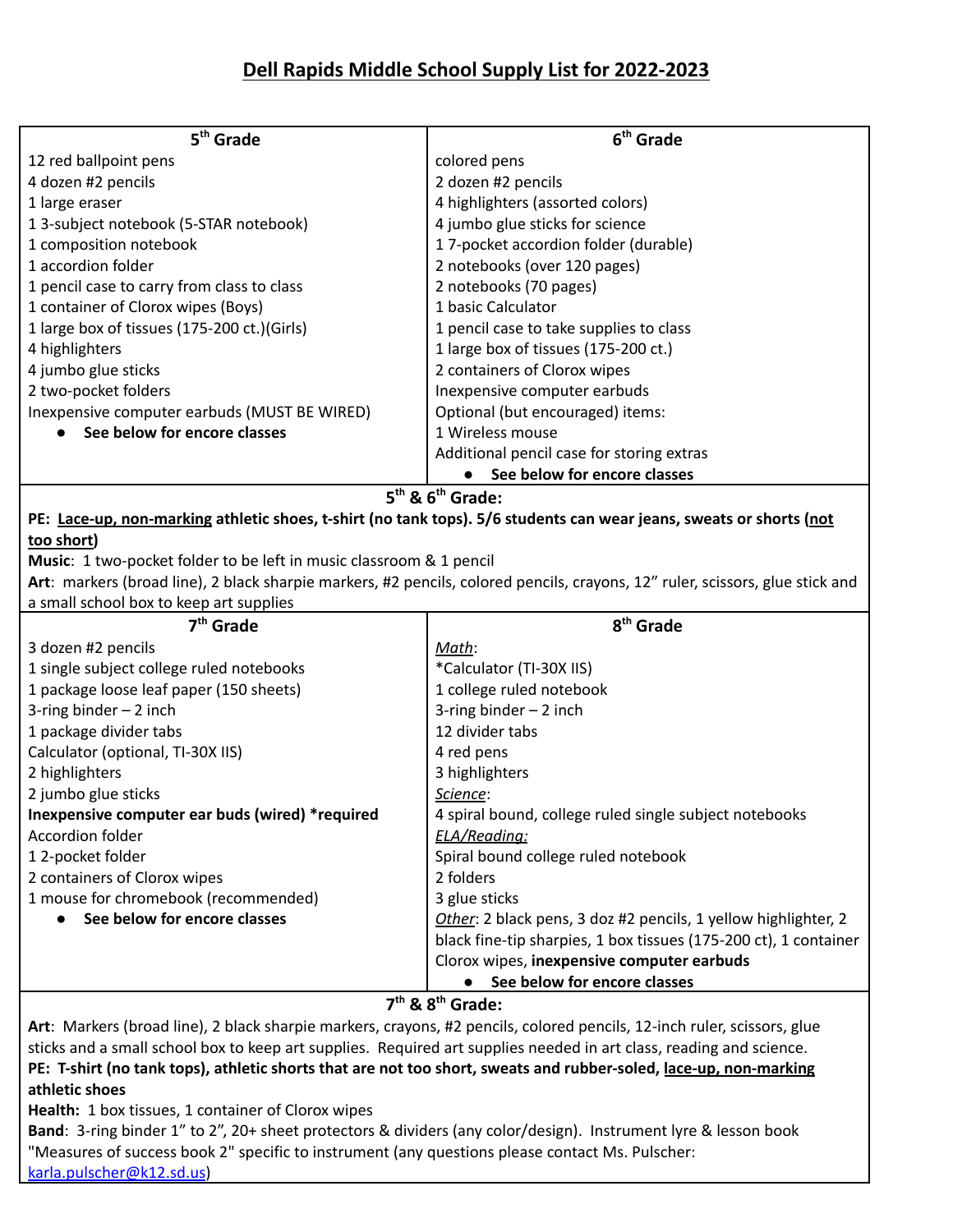# Dell Rapids Middle School Supply List for 2022-2023

## 5th Grade

12 red ballpoint pens
4 dozen #2 pencils
1 large eraser
1 3-subject notebook (5-STAR notebook)
1 composition notebook
1 accordion folder
1 pencil case to carry from class to class
1 container of Clorox wipes (Boys)
1 large box of tissues (175-200 ct.)(Girls)
4 highlighters
4 jumbo glue sticks
2 two-pocket folders
Inexpensive computer earbuds (MUST BE WIRED)

- **See below for encore classes**

## 6th Grade

colored pens
2 dozen #2 pencils
4 highlighters (assorted colors)
4 jumbo glue sticks for science
1 7-pocket accordion folder (durable)
2 notebooks (over 120 pages)
2 notebooks (70 pages)
1 basic Calculator
1 pencil case to take supplies to class
1 large box of tissues (175-200 ct.)
2 containers of Clorox wipes
Inexpensive computer earbuds
Optional (but encouraged) items:
1 Wireless mouse
Additional pencil case for storing extras

- **See below for encore classes**

## 5th & 6th Grade:

**PE: Lace-up, non-marking athletic shoes, t-shirt (no tank tops). 5/6 students can wear jeans, sweats or shorts (not too short)**

**Music**: 1 two-pocket folder to be left in music classroom & 1 pencil

**Art**: markers (broad line), 2 black sharpie markers, #2 pencils, colored pencils, crayons, 12" ruler, scissors, glue stick and a small school box to keep art supplies

## 7th Grade

3 dozen #2 pencils
1 single subject college ruled notebooks
1 package loose leaf paper (150 sheets)
3-ring binder – 2 inch
1 package divider tabs
Calculator (optional, TI-30X IIS)
2 highlighters
2 jumbo glue sticks
**Inexpensive computer ear buds (wired) *required**
Accordion folder
1 2-pocket folder
2 containers of Clorox wipes
1 mouse for chromebook (recommended)

- **See below for encore classes**

## 8th Grade

*Math*:
*Calculator (TI-30X IIS)
1 college ruled notebook
3-ring binder – 2 inch
12 divider tabs
4 red pens
3 highlighters

*Science*:
4 spiral bound, college ruled single subject notebooks

*ELA/Reading:*
Spiral bound college ruled notebook
2 folders
3 glue sticks

*Other*: 2 black pens, 3 doz #2 pencils, 1 yellow highlighter, 2 black fine-tip sharpies, 1 box tissues (175-200 ct), 1 container Clorox wipes, **inexpensive computer earbuds**

- **See below for encore classes**

## 7th & 8th Grade:

**Art**: Markers (broad line), 2 black sharpie markers, crayons, #2 pencils, colored pencils, 12-inch ruler, scissors, glue sticks and a small school box to keep art supplies. Required art supplies needed in art class, reading and science.

**PE: T-shirt (no tank tops), athletic shorts that are not too short, sweats and rubber-soled, lace-up, non-marking athletic shoes**

**Health:** 1 box tissues, 1 container of Clorox wipes

**Band**: 3-ring binder 1" to 2", 20+ sheet protectors & dividers (any color/design). Instrument lyre & lesson book "Measures of success book 2" specific to instrument (any questions please contact Ms. Pulscher: karla.pulscher@k12.sd.us)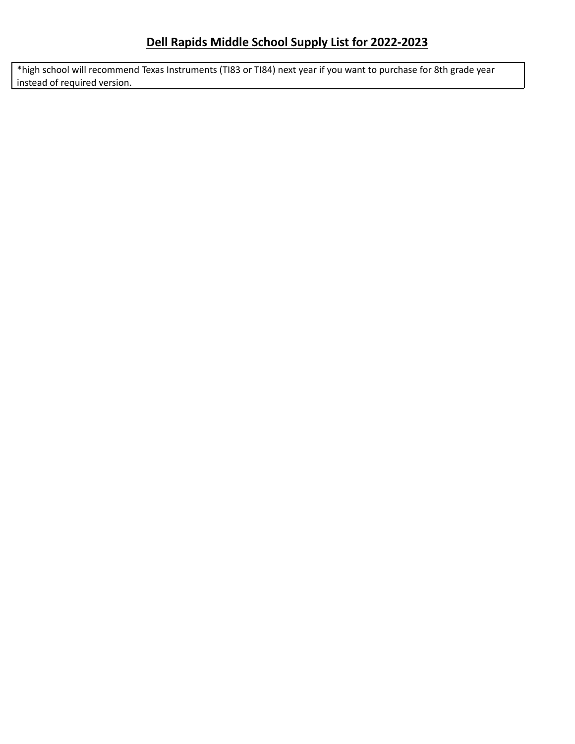## Dell Rapids Middle School Supply List for 2022-2023

*high school will recommend Texas Instruments (TI83 or TI84) next year if you want to purchase for 8th grade year instead of required version.